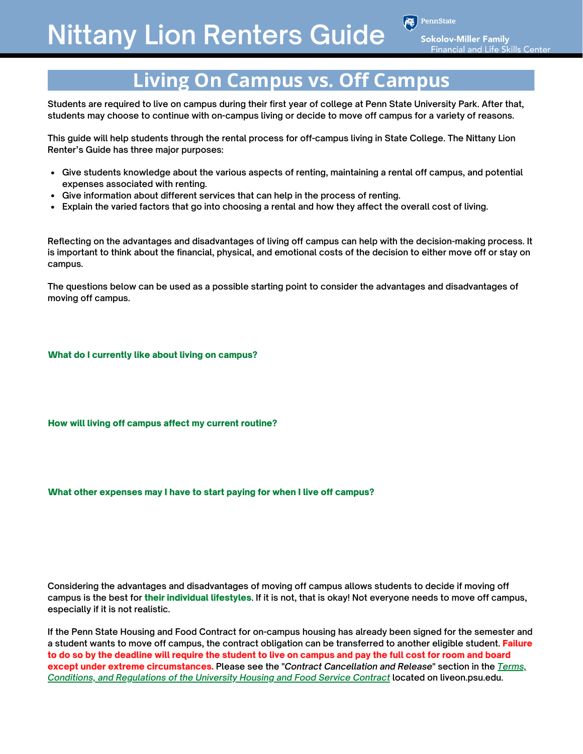# Nittany Lion Renters Guide

PennState

Sokolov-Miller Family
Financial and Life Skills Center

## Living On Campus vs. Off Campus

Students are required to live on campus during their first year of college at Penn State University Park. After that, students may choose to continue with on-campus living or decide to move off campus for a variety of reasons.

This guide will help students through the rental process for off-campus living in State College. The Nittany Lion Renter's Guide has three major purposes:

- Give students knowledge about the various aspects of renting, maintaining a rental off campus, and potential expenses associated with renting.
- Give information about different services that can help in the process of renting.
- Explain the varied factors that go into choosing a rental and how they affect the overall cost of living.

Reflecting on the advantages and disadvantages of living off campus can help with the decision-making process. It is important to think about the financial, physical, and emotional costs of the decision to either move off or stay on campus.

The questions below can be used as a possible starting point to consider the advantages and disadvantages of moving off campus.

**What do I currently like about living on campus?**

**How will living off campus affect my current routine?**

**What other expenses may I have to start paying for when I live off campus?**

Considering the advantages and disadvantages of moving off campus allows students to decide if moving off campus is the best for **their individual lifestyles**. If it is not, that is okay! Not everyone needs to move off campus, especially if it is not realistic.

If the Penn State Housing and Food Contract for on-campus housing has already been signed for the semester and a student wants to move off campus, the contract obligation can be transferred to another eligible student. **Failure to do so by the deadline will require the student to live on campus and pay the full cost for room and board except under extreme circumstances.** Please see the "*Contract Cancellation and Release*" section in the *Terms, Conditions, and Regulations of the University Housing and Food Service Contract* located on liveon.psu.edu.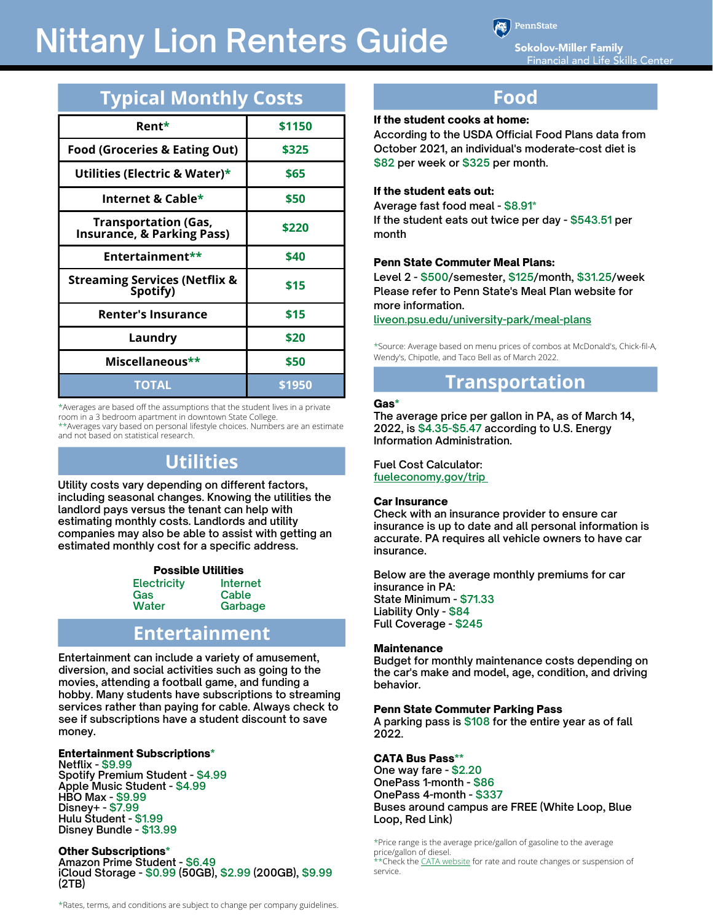# Nittany Lion Renters Guide

PennState
Sokolov-Miller Family
Financial and Life Skills Center

## Typical Monthly Costs

| Item | Cost |
|---|---|
| Rent* | $1150 |
| Food (Groceries & Eating Out) | $325 |
| Utilities (Electric & Water)* | $65 |
| Internet & Cable* | $50 |
| Transportation (Gas, Insurance, & Parking Pass) | $220 |
| Entertainment** | $40 |
| Streaming Services (Netflix & Spotify) | $15 |
| Renter's Insurance | $15 |
| Laundry | $20 |
| Miscellaneous** | $50 |
| TOTAL | $1950 |

*Averages are based off the assumptions that the student lives in a private room in a 3 bedroom apartment in downtown State College.
**Averages vary based on personal lifestyle choices. Numbers are an estimate and not based on statistical research.

## Utilities

Utility costs vary depending on different factors, including seasonal changes. Knowing the utilities the landlord pays versus the tenant can help with estimating monthly costs. Landlords and utility companies may also be able to assist with getting an estimated monthly cost for a specific address.

**Possible Utilities**

| | |
|---|---|
| Electricity | Internet |
| Gas | Cable |
| Water | Garbage |

## Entertainment

Entertainment can include a variety of amusement, diversion, and social activities such as going to the movies, attending a football game, and funding a hobby. Many students have subscriptions to streaming services rather than paying for cable. Always check to see if subscriptions have a student discount to save money.

**Entertainment Subscriptions***
Netflix - $9.99
Spotify Premium Student - $4.99
Apple Music Student - $4.99
HBO Max - $9.99
Disney+ - $7.99
Hulu Student - $1.99
Disney Bundle - $13.99

**Other Subscriptions***
Amazon Prime Student - $6.49
iCloud Storage - $0.99 (50GB), $2.99 (200GB), $9.99 (2TB)

*Rates, terms, and conditions are subject to change per company guidelines.

## Food

**If the student cooks at home:**
According to the USDA Official Food Plans data from October 2021, an individual's moderate-cost diet is $82 per week or $325 per month.

**If the student eats out:**
Average fast food meal - $8.91*
If the student eats out twice per day - $543.51 per month

**Penn State Commuter Meal Plans:**
Level 2 - $500/semester, $125/month, $31.25/week
Please refer to Penn State's Meal Plan website for more information.
liveon.psu.edu/university-park/meal-plans

*Source: Average based on menu prices of combos at McDonald's, Chick-fil-A, Wendy's, Chipotle, and Taco Bell as of March 2022.

## Transportation

**Gas***
The average price per gallon in PA, as of March 14, 2022, is $4.35-$5.47 according to U.S. Energy Information Administration.

Fuel Cost Calculator:
fueleconomy.gov/trip

**Car Insurance**
Check with an insurance provider to ensure car insurance is up to date and all personal information is accurate. PA requires all vehicle owners to have car insurance.

Below are the average monthly premiums for car insurance in PA:
State Minimum - $71.33
Liability Only - $84
Full Coverage - $245

**Maintenance**
Budget for monthly maintenance costs depending on the car's make and model, age, condition, and driving behavior.

**Penn State Commuter Parking Pass**
A parking pass is $108 for the entire year as of fall 2022.

**CATA Bus Pass****
One way fare - $2.20
OnePass 1-month - $86
OnePass 4-month - $337
Buses around campus are FREE (White Loop, Blue Loop, Red Link)

*Price range is the average price/gallon of gasoline to the average price/gallon of diesel.
**Check the CATA website for rate and route changes or suspension of service.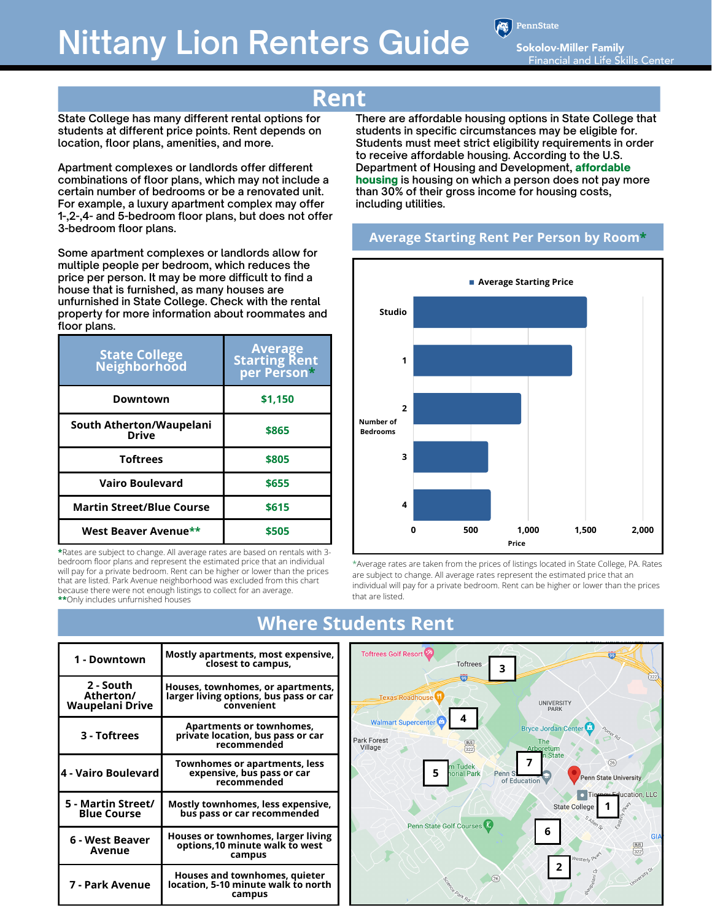# Nittany Lion Renters Guide

PennState
Sokolov-Miller Family Financial and Life Skills Center

## Rent

State College has many different rental options for students at different price points. Rent depends on location, floor plans, amenities, and more.

Apartment complexes or landlords offer different combinations of floor plans, which may not include a certain number of bedrooms or be a renovated unit. For example, a luxury apartment complex may offer 1-,2-,4- and 5-bedroom floor plans, but does not offer 3-bedroom floor plans.

Some apartment complexes or landlords allow for multiple people per bedroom, which reduces the price per person. It may be more difficult to find a house that is furnished, as many houses are unfurnished in State College. Check with the rental property for more information about roommates and floor plans.

| State College Neighborhood | Average Starting Rent per Person* |
|---|---|
| Downtown | $1,150 |
| South Atherton/Waupelani Drive | $865 |
| Toftrees | $805 |
| Vairo Boulevard | $655 |
| Martin Street/Blue Course | $615 |
| West Beaver Avenue** | $505 |

***Rates are subject to change. All average rates are based on rentals with 3-bedroom floor plans and represent the estimated price that an individual will pay for a private bedroom. Rent can be higher or lower than the prices that are listed. Park Avenue neighborhood was excluded from this chart because there were not enough listings to collect for an average.
****Only includes unfurnished houses

There are affordable housing options in State College that students in specific circumstances may be eligible for. Students must meet strict eligibility requirements in order to receive affordable housing. According to the U.S. Department of Housing and Development, **affordable housing** is housing on which a person does not pay more than 30% of their gross income for housing costs, including utilities.

### Average Starting Rent Per Person by Room*

Average Starting Price

| Number of Bedrooms | Price |
|---|---|
| Studio | ~1,500 |
| 1 | ~1,380 |
| 2 | ~940 |
| 3 | ~650 |
| 4 | ~670 |

*Average rates are taken from the prices of listings located in State College, PA. Rates are subject to change. All average rates represent the estimated price that an individual will pay for a private bedroom. Rent can be higher or lower than the prices that are listed.

## Where Students Rent

| | |
|---|---|
| 1 - Downtown | Mostly apartments, most expensive, closest to campus, |
| 2 - South Atherton/ Waupelani Drive | Houses, townhomes, or apartments, larger living options, bus pass or car convenient |
| 3 - Toftrees | Apartments or townhomes, private location, bus pass or car recommended |
| 4 - Vairo Boulevard | Townhomes or apartments, less expensive, bus pass or car recommended |
| 5 - Martin Street/ Blue Course | Mostly townhomes, less expensive, bus pass or car recommended |
| 6 - West Beaver Avenue | Houses or townhomes, larger living options,10 minute walk to west campus |
| 7 - Park Avenue | Houses and townhomes, quieter location, 5-10 minute walk to north campus |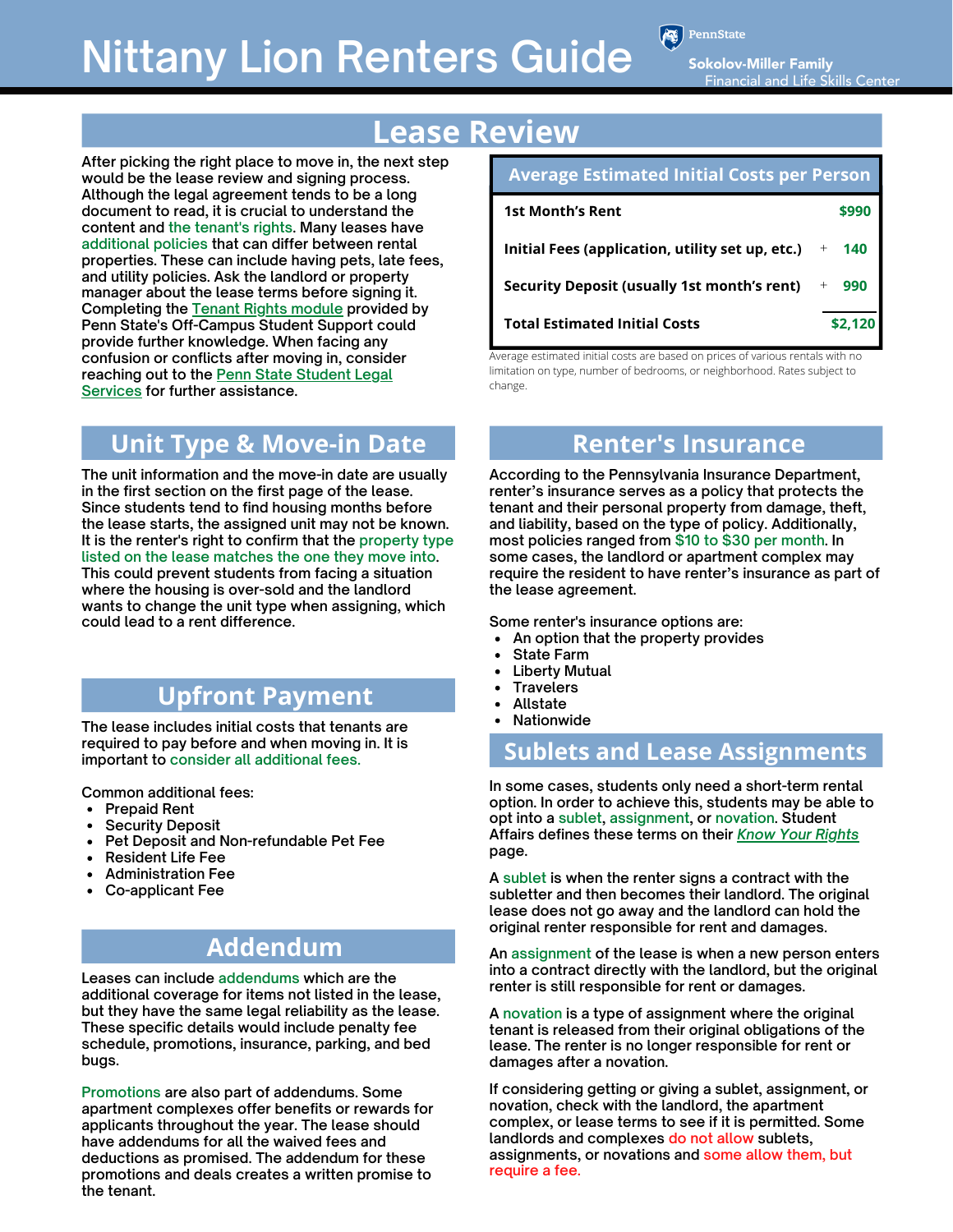# Nittany Lion Renters Guide

PennState Sokolov-Miller Family Financial and Life Skills Center

## Lease Review

After picking the right place to move in, the next step would be the lease review and signing process. Although the legal agreement tends to be a long document to read, it is crucial to understand the content and the tenant's rights. Many leases have additional policies that can differ between rental properties. These can include having pets, late fees, and utility policies. Ask the landlord or property manager about the lease terms before signing it. Completing the Tenant Rights module provided by Penn State's Off-Campus Student Support could provide further knowledge. When facing any confusion or conflicts after moving in, consider reaching out to the Penn State Student Legal Services for further assistance.

| Average Estimated Initial Costs per Person | |
|---|---|
| 1st Month's Rent | $990 |
| Initial Fees (application, utility set up, etc.) | + 140 |
| Security Deposit (usually 1st month's rent) | + 990 |
| Total Estimated Initial Costs | $2,120 |

Average estimated initial costs are based on prices of various rentals with no limitation on type, number of bedrooms, or neighborhood. Rates subject to change.

## Unit Type & Move-in Date

The unit information and the move-in date are usually in the first section on the first page of the lease. Since students tend to find housing months before the lease starts, the assigned unit may not be known. It is the renter's right to confirm that the property type listed on the lease matches the one they move into. This could prevent students from facing a situation where the housing is over-sold and the landlord wants to change the unit type when assigning, which could lead to a rent difference.

## Upfront Payment

The lease includes initial costs that tenants are required to pay before and when moving in. It is important to consider all additional fees.

Common additional fees:

- Prepaid Rent
- Security Deposit
- Pet Deposit and Non-refundable Pet Fee
- Resident Life Fee
- Administration Fee
- Co-applicant Fee

## Addendum

Leases can include addendums which are the additional coverage for items not listed in the lease, but they have the same legal reliability as the lease. These specific details would include penalty fee schedule, promotions, insurance, parking, and bed bugs.

Promotions are also part of addendums. Some apartment complexes offer benefits or rewards for applicants throughout the year. The lease should have addendums for all the waived fees and deductions as promised. The addendum for these promotions and deals creates a written promise to the tenant.

## Renter's Insurance

According to the Pennsylvania Insurance Department, renter's insurance serves as a policy that protects the tenant and their personal property from damage, theft, and liability, based on the type of policy. Additionally, most policies ranged from $10 to $30 per month. In some cases, the landlord or apartment complex may require the resident to have renter's insurance as part of the lease agreement.

Some renter's insurance options are:

- An option that the property provides
- State Farm
- Liberty Mutual
- Travelers
- Allstate
- Nationwide

## Sublets and Lease Assignments

In some cases, students only need a short-term rental option. In order to achieve this, students may be able to opt into a sublet, assignment, or novation. Student Affairs defines these terms on their *Know Your Rights* page.

A sublet is when the renter signs a contract with the subletter and then becomes their landlord. The original lease does not go away and the landlord can hold the original renter responsible for rent and damages.

An assignment of the lease is when a new person enters into a contract directly with the landlord, but the original renter is still responsible for rent or damages.

A novation is a type of assignment where the original tenant is released from their original obligations of the lease. The renter is no longer responsible for rent or damages after a novation.

If considering getting or giving a sublet, assignment, or novation, check with the landlord, the apartment complex, or lease terms to see if it is permitted. Some landlords and complexes do not allow sublets, assignments, or novations and some allow them, but require a fee.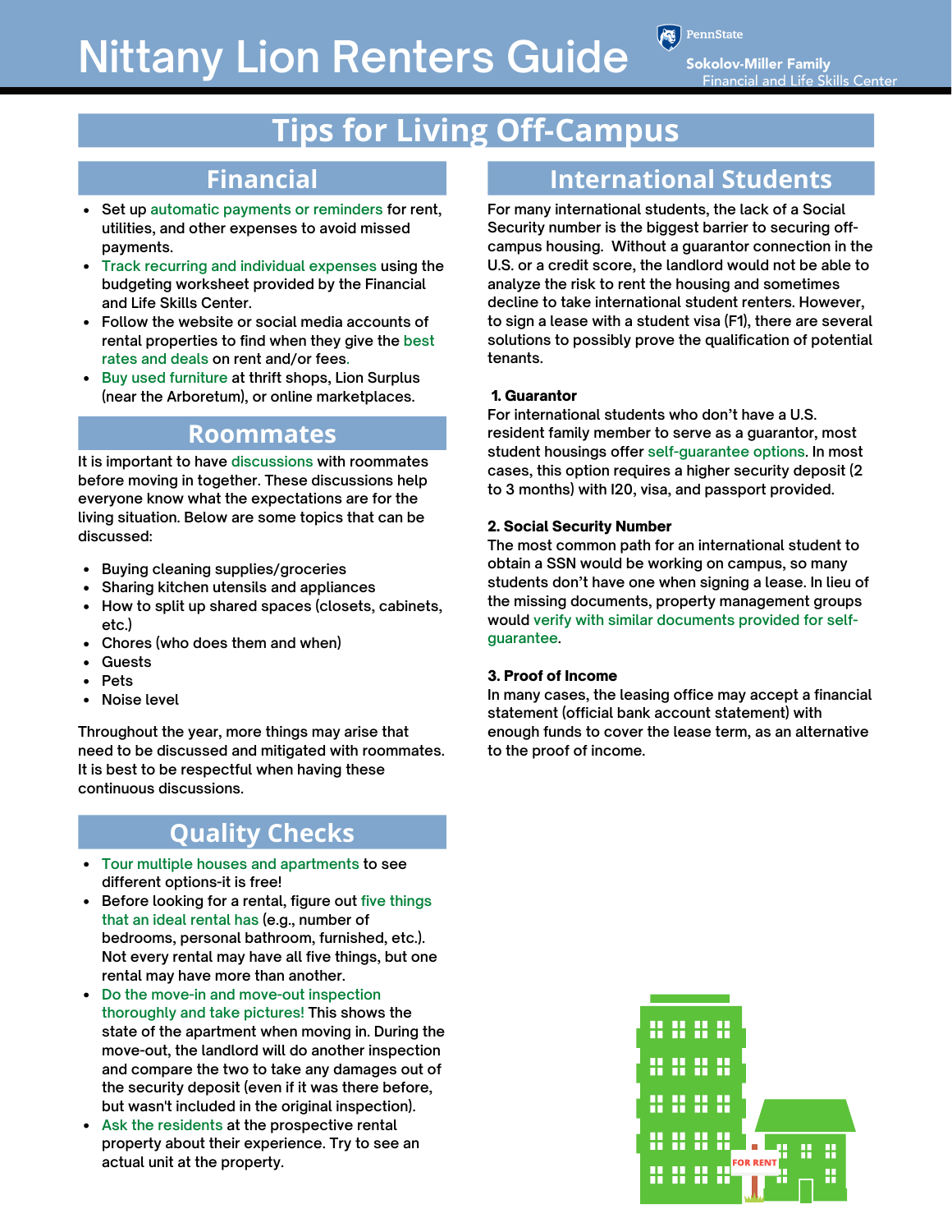# Nittany Lion Renters Guide

PennState
Sokolov-Miller Family
Financial and Life Skills Center

## Tips for Living Off-Campus

### Financial

- Set up automatic payments or reminders for rent, utilities, and other expenses to avoid missed payments.
- Track recurring and individual expenses using the budgeting worksheet provided by the Financial and Life Skills Center.
- Follow the website or social media accounts of rental properties to find when they give the best rates and deals on rent and/or fees.
- Buy used furniture at thrift shops, Lion Surplus (near the Arboretum), or online marketplaces.

### Roommates

It is important to have discussions with roommates before moving in together. These discussions help everyone know what the expectations are for the living situation. Below are some topics that can be discussed:

- Buying cleaning supplies/groceries
- Sharing kitchen utensils and appliances
- How to split up shared spaces (closets, cabinets, etc.)
- Chores (who does them and when)
- Guests
- Pets
- Noise level

Throughout the year, more things may arise that need to be discussed and mitigated with roommates. It is best to be respectful when having these continuous discussions.

### Quality Checks

- Tour multiple houses and apartments to see different options-it is free!
- Before looking for a rental, figure out five things that an ideal rental has (e.g., number of bedrooms, personal bathroom, furnished, etc.). Not every rental may have all five things, but one rental may have more than another.
- Do the move-in and move-out inspection thoroughly and take pictures! This shows the state of the apartment when moving in. During the move-out, the landlord will do another inspection and compare the two to take any damages out of the security deposit (even if it was there before, but wasn't included in the original inspection).
- Ask the residents at the prospective rental property about their experience. Try to see an actual unit at the property.

### International Students

For many international students, the lack of a Social Security number is the biggest barrier to securing off-campus housing. Without a guarantor connection in the U.S. or a credit score, the landlord would not be able to analyze the risk to rent the housing and sometimes decline to take international student renters. However, to sign a lease with a student visa (F1), there are several solutions to possibly prove the qualification of potential tenants.

**1. Guarantor**
For international students who don't have a U.S. resident family member to serve as a guarantor, most student housings offer self-guarantee options. In most cases, this option requires a higher security deposit (2 to 3 months) with I20, visa, and passport provided.

**2. Social Security Number**
The most common path for an international student to obtain a SSN would be working on campus, so many students don't have one when signing a lease. In lieu of the missing documents, property management groups would verify with similar documents provided for self-guarantee.

**3. Proof of Income**
In many cases, the leasing office may accept a financial statement (official bank account statement) with enough funds to cover the lease term, as an alternative to the proof of income.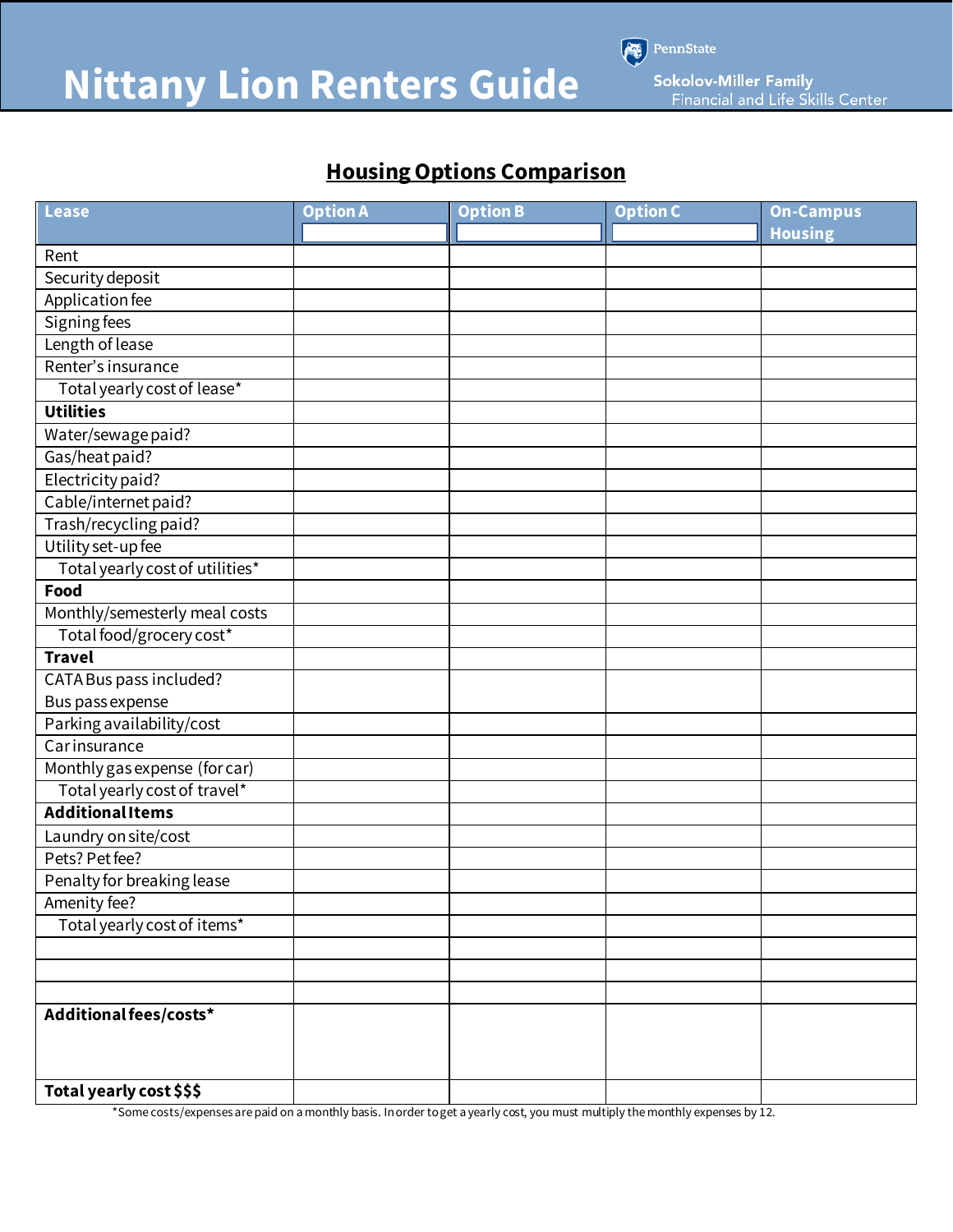# Nittany Lion Renters Guide

PennState
Sokolov-Miller Family
Financial and Life Skills Center

## Housing Options Comparison

| Lease | Option A | Option B | Option C | On-Campus Housing |
|---|---|---|---|---|
| Rent | | | | |
| Security deposit | | | | |
| Application fee | | | | |
| Signing fees | | | | |
| Length of lease | | | | |
| Renter's insurance | | | | |
| Total yearly cost of lease* | | | | |
| **Utilities** | | | | |
| Water/sewage paid? | | | | |
| Gas/heat paid? | | | | |
| Electricity paid? | | | | |
| Cable/internet paid? | | | | |
| Trash/recycling paid? | | | | |
| Utility set-up fee | | | | |
| Total yearly cost of utilities* | | | | |
| **Food** | | | | |
| Monthly/semesterly meal costs | | | | |
| Total food/grocery cost* | | | | |
| **Travel** | | | | |
| CATA Bus pass included? Bus pass expense | | | | |
| Parking availability/cost | | | | |
| Car insurance | | | | |
| Monthly gas expense (for car) | | | | |
| Total yearly cost of travel* | | | | |
| **Additional Items** | | | | |
| Laundry on site/cost | | | | |
| Pets? Pet fee? | | | | |
| Penalty for breaking lease | | | | |
| Amenity fee? | | | | |
| Total yearly cost of items* | | | | |
| | | | | |
| | | | | |
| | | | | |
| **Additional fees/costs*** | | | | |
| **Total yearly cost $$$** | | | | |

*Some costs/expenses are paid on a monthly basis. In order to get a yearly cost, you must multiply the monthly expenses by 12.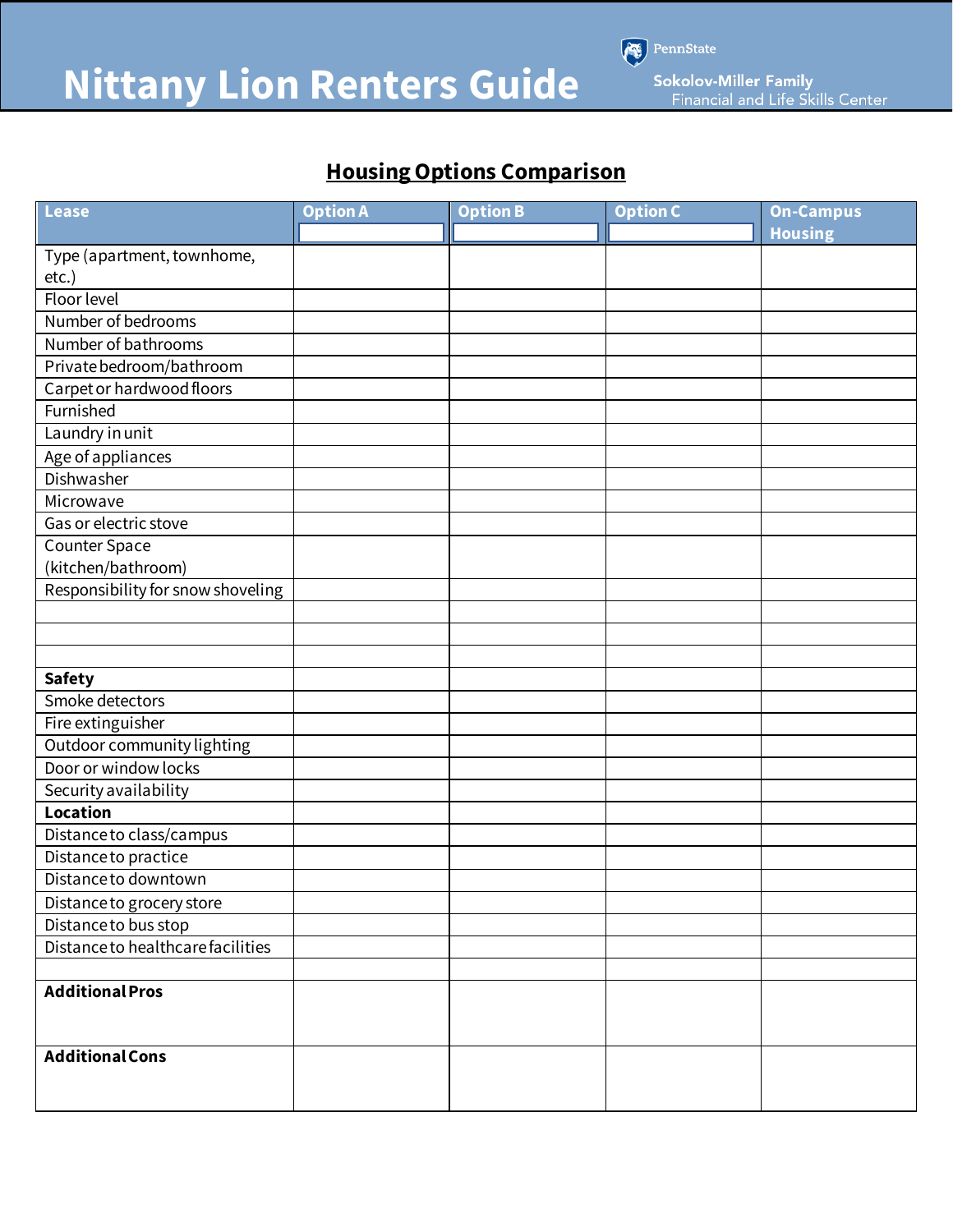# Nittany Lion Renters Guide

PennState
Sokolov-Miller Family
Financial and Life Skills Center

## Housing Options Comparison

| Lease | Option A | Option B | Option C | On-Campus Housing |
|---|---|---|---|---|
| Type (apartment, townhome, etc.) | | | | |
| Floor level | | | | |
| Number of bedrooms | | | | |
| Number of bathrooms | | | | |
| Private bedroom/bathroom | | | | |
| Carpet or hardwood floors | | | | |
| Furnished | | | | |
| Laundry in unit | | | | |
| Age of appliances | | | | |
| Dishwasher | | | | |
| Microwave | | | | |
| Gas or electric stove | | | | |
| Counter Space (kitchen/bathroom) | | | | |
| Responsibility for snow shoveling | | | | |
| | | | | |
| | | | | |
| | | | | |
| **Safety** | | | | |
| Smoke detectors | | | | |
| Fire extinguisher | | | | |
| Outdoor community lighting | | | | |
| Door or window locks | | | | |
| Security availability | | | | |
| **Location** | | | | |
| Distance to class/campus | | | | |
| Distance to practice | | | | |
| Distance to downtown | | | | |
| Distance to grocery store | | | | |
| Distance to bus stop | | | | |
| Distance to healthcare facilities | | | | |
| | | | | |
| **Additional Pros** | | | | |
| **Additional Cons** | | | | |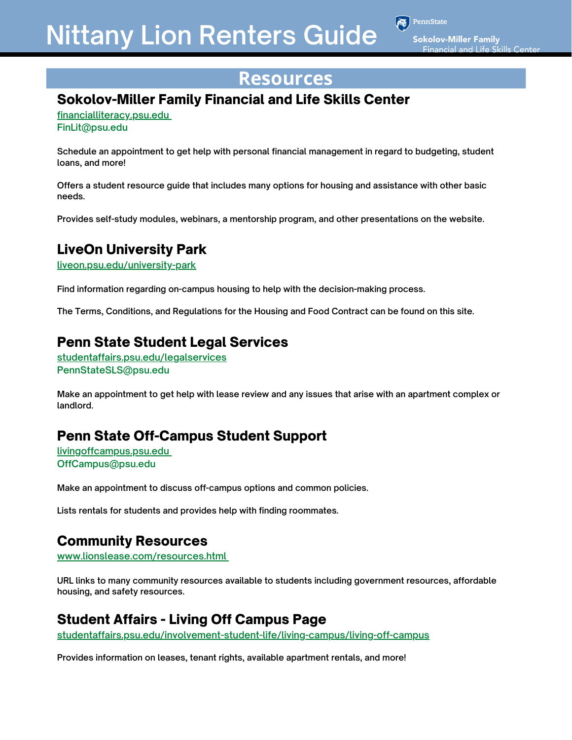# Nittany Lion Renters Guide

## Resources

### Sokolov-Miller Family Financial and Life Skills Center

financialliteracy.psu.edu
FinLit@psu.edu

Schedule an appointment to get help with personal financial management in regard to budgeting, student loans, and more!

Offers a student resource guide that includes many options for housing and assistance with other basic needs.

Provides self-study modules, webinars, a mentorship program, and other presentations on the website.

### LiveOn University Park

liveon.psu.edu/university-park

Find information regarding on-campus housing to help with the decision-making process.

The Terms, Conditions, and Regulations for the Housing and Food Contract can be found on this site.

### Penn State Student Legal Services

studentaffairs.psu.edu/legalservices
PennStateSLS@psu.edu

Make an appointment to get help with lease review and any issues that arise with an apartment complex or landlord.

### Penn State Off-Campus Student Support

livingoffcampus.psu.edu
OffCampus@psu.edu

Make an appointment to discuss off-campus options and common policies.

Lists rentals for students and provides help with finding roommates.

### Community Resources

www.lionslease.com/resources.html

URL links to many community resources available to students including government resources, affordable housing, and safety resources.

### Student Affairs - Living Off Campus Page

studentaffairs.psu.edu/involvement-student-life/living-campus/living-off-campus

Provides information on leases, tenant rights, available apartment rentals, and more!